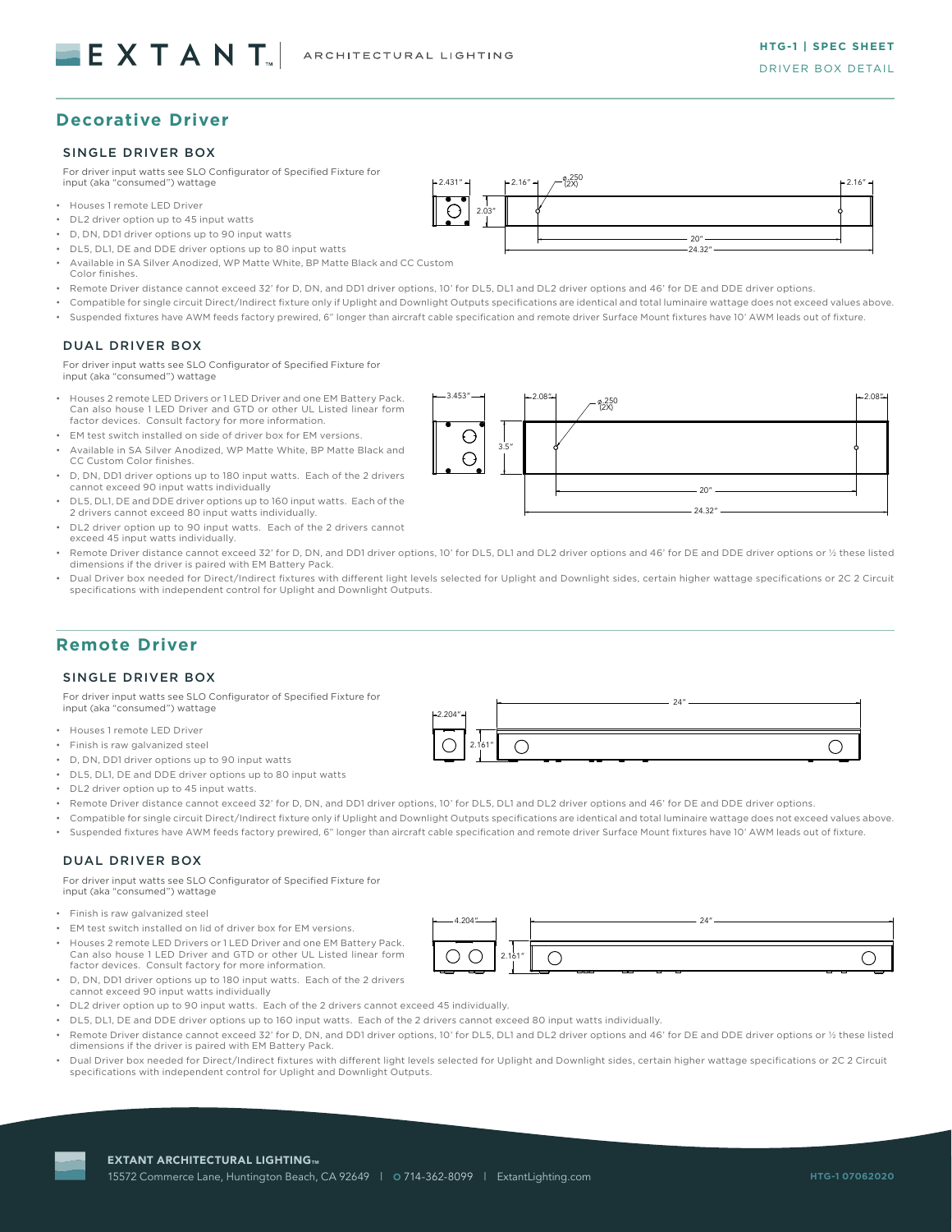## Decorative Driver

### SINGLE DRIVER BOX

For driver input watts see SLO Configurator of Specified Fixture for input (aka "consumed") wattage

- Houses 1 remote LED Driver
- DL2 driver option up to 45 input watts
- D, DN, DD1 driver options up to 90 input watts
- DL5, DL1, DE and DDE driver options up to 80 input watts
- Available in SA Silver Anodized, WP Matte White, BP Matte Black and CC Custom Color finishes.
- Remote Driver distance cannot exceed 32' for D, DN, and DD1 driver options, 10' for DL5, DL1 and DL2 driver options and 46' for DE and DDE driver options.
- Compatible for single circuit Direct/Indirect fixture only if Uplight and Downlight Outputs specifications are identical and total luminaire wattage does not exceed values above.
- Suspended fixtures have AWM feeds factory prewired, 6" longer than aircraft cable specification and remote driver Surface Mount fixtures have 10' AWM leads out of fixture.

2.431" | 2.03" | 2.16" | φ.250 (2X) | 2.16" | 20" | 24.32"

### DUAL DRIVER BOX

For driver input watts see SLO Configurator of Specified Fixture for input (aka "consumed") wattage

- Houses 2 remote LED Drivers or 1 LED Driver and one EM Battery Pack. Can also house 1 LED Driver and GTD or other UL Listed linear form factor devices. Consult factory for more information.
- EM test switch installed on side of driver box for EM versions.
- Available in SA Silver Anodized, WP Matte White, BP Matte Black and CC Custom Color finishes.
- D, DN, DD1 driver options up to 180 input watts. Each of the 2 drivers cannot exceed 90 input watts individually
- DL5, DL1, DE and DDE driver options up to 160 input watts. Each of the 2 drivers cannot exceed 80 input watts individually.
- DL2 driver option up to 90 input watts. Each of the 2 drivers cannot exceed 45 input watts individually.
- Remote Driver distance cannot exceed 32' for D, DN, and DD1 driver options, 10' for DL5, DL1 and DL2 driver options and 46' for DE and DDE driver options or ½ these listed dimensions if the driver is paired with EM Battery Pack.
- Dual Driver box needed for Direct/Indirect fixtures with different light levels selected for Uplight and Downlight sides, certain higher wattage specifications or 2C 2 Circuit specifications with independent control for Uplight and Downlight Outputs.

3.453" | 3.5" | 2.08" | φ.250 (2X) | 2.08" | 20" | 24.32"

## Remote Driver

### SINGLE DRIVER BOX

For driver input watts see SLO Configurator of Specified Fixture for input (aka "consumed") wattage

- Houses 1 remote LED Driver
- Finish is raw galvanized steel
- D, DN, DD1 driver options up to 90 input watts
- DL5, DL1, DE and DDE driver options up to 80 input watts
- DL2 driver option up to 45 input watts.
- Remote Driver distance cannot exceed 32' for D, DN, and DD1 driver options, 10' for DL5, DL1 and DL2 driver options and 46' for DE and DDE driver options.
- Compatible for single circuit Direct/Indirect fixture only if Uplight and Downlight Outputs specifications are identical and total luminaire wattage does not exceed values above.
- Suspended fixtures have AWM feeds factory prewired, 6" longer than aircraft cable specification and remote driver Surface Mount fixtures have 10' AWM leads out of fixture.

2.204" | 2.161" | 24"

### DUAL DRIVER BOX

For driver input watts see SLO Configurator of Specified Fixture for input (aka "consumed") wattage

- Finish is raw galvanized steel
- EM test switch installed on lid of driver box for EM versions.
- Houses 2 remote LED Drivers or 1 LED Driver and one EM Battery Pack. Can also house 1 LED Driver and GTD or other UL Listed linear form factor devices. Consult factory for more information.
- D, DN, DD1 driver options up to 180 input watts. Each of the 2 drivers cannot exceed 90 input watts individually
- DL2 driver option up to 90 input watts. Each of the 2 drivers cannot exceed 45 individually.
- DL5, DL1, DE and DDE driver options up to 160 input watts. Each of the 2 drivers cannot exceed 80 input watts individually.
- Remote Driver distance cannot exceed 32' for D, DN, and DD1 driver options, 10' for DL5, DL1 and DL2 driver options and 46' for DE and DDE driver options or ½ these listed dimensions if the driver is paired with EM Battery Pack.
- Dual Driver box needed for Direct/Indirect fixtures with different light levels selected for Uplight and Downlight sides, certain higher wattage specifications or 2C 2 Circuit specifications with independent control for Uplight and Downlight Outputs.

4.204" | 2.161" | 24"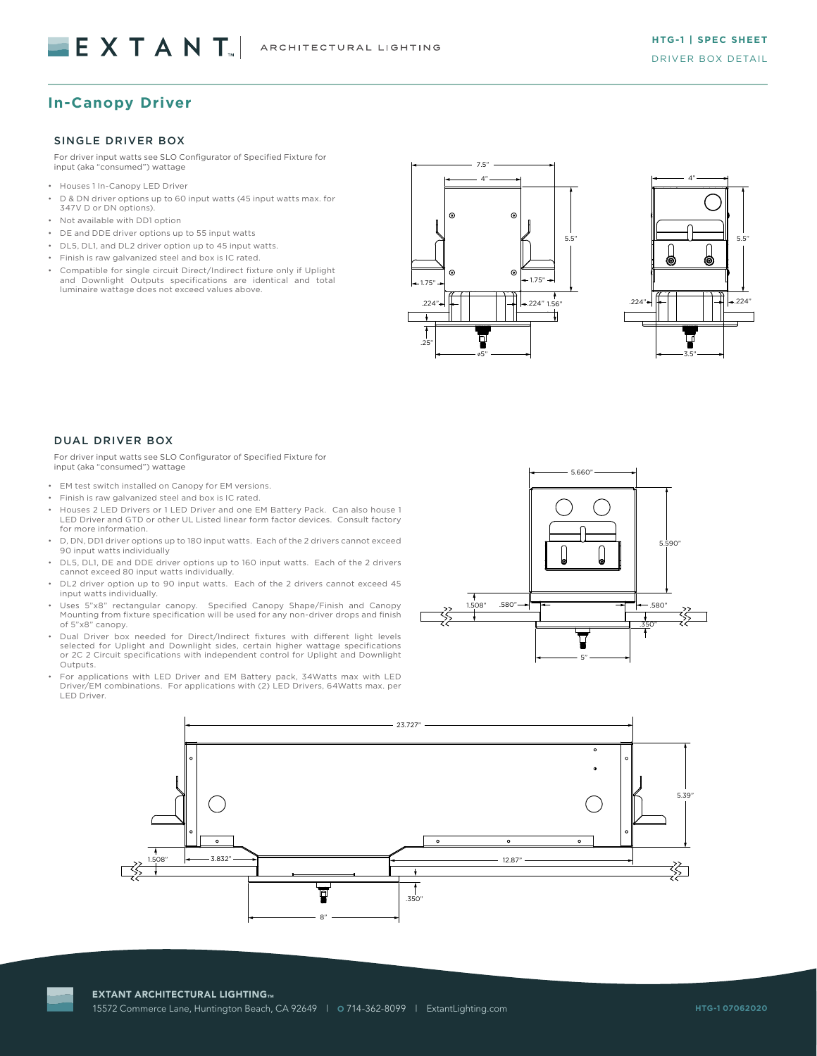## In-Canopy Driver

### SINGLE DRIVER BOX

For driver input watts see SLO Configurator of Specified Fixture for input (aka "consumed") wattage

- Houses 1 In-Canopy LED Driver
- D & DN driver options up to 60 input watts (45 input watts max. for 347V D or DN options).
- Not available with DD1 option
- DE and DDE driver options up to 55 input watts
- DL5, DL1, and DL2 driver option up to 45 input watts.
- Finish is raw galvanized steel and box is IC rated.
- Compatible for single circuit Direct/Indirect fixture only if Uplight and Downlight Outputs specifications are identical and total luminaire wattage does not exceed values above.

7.5"
4"
5.5"
1.75"
1.75"
.224"
.224"
1.56"
.25"
ø5"

4"
5.5"
.224"
.224"
3.5"

### DUAL DRIVER BOX

For driver input watts see SLO Configurator of Specified Fixture for input (aka "consumed") wattage

- EM test switch installed on Canopy for EM versions.
- Finish is raw galvanized steel and box is IC rated.
- Houses 2 LED Drivers or 1 LED Driver and one EM Battery Pack. Can also house 1 LED Driver and GTD or other UL Listed linear form factor devices. Consult factory for more information.
- D, DN, DD1 driver options up to 180 input watts. Each of the 2 drivers cannot exceed 90 input watts individually
- DL5, DL1, DE and DDE driver options up to 160 input watts. Each of the 2 drivers cannot exceed 80 input watts individually.
- DL2 driver option up to 90 input watts. Each of the 2 drivers cannot exceed 45 input watts individually.
- Uses 5"x8" rectangular canopy. Specified Canopy Shape/Finish and Canopy Mounting from fixture specification will be used for any non-driver drops and finish of 5"x8" canopy.
- Dual Driver box needed for Direct/Indirect fixtures with different light levels selected for Uplight and Downlight sides, certain higher wattage specifications or 2C 2 Circuit specifications with independent control for Uplight and Downlight Outputs.
- For applications with LED Driver and EM Battery pack, 34Watts max with LED Driver/EM combinations. For applications with (2) LED Drivers, 64Watts max. per LED Driver.

5.660"
5.590"
1.508"
.580"
.580"
.350"
5"

23.727"
5.39"
1.508"
3.832"
12.87"
.350"
8"